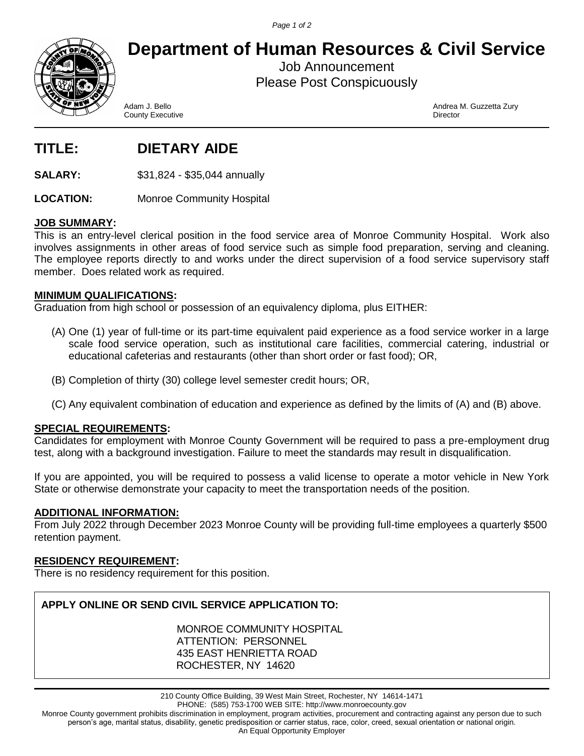# Department of Human Resources & Civil Service

Job Announcement
Please Post Conspicuously

Adam J. Bello
County Executive

Andrea M. Guzzetta Zury
Director

## TITLE: DIETARY AIDE

**SALARY:** $31,824 - $35,044 annually

**LOCATION:** Monroe Community Hospital

### JOB SUMMARY:

This is an entry-level clerical position in the food service area of Monroe Community Hospital. Work also involves assignments in other areas of food service such as simple food preparation, serving and cleaning. The employee reports directly to and works under the direct supervision of a food service supervisory staff member. Does related work as required.

### MINIMUM QUALIFICATIONS:

Graduation from high school or possession of an equivalency diploma, plus EITHER:

(A) One (1) year of full-time or its part-time equivalent paid experience as a food service worker in a large scale food service operation, such as institutional care facilities, commercial catering, industrial or educational cafeterias and restaurants (other than short order or fast food); OR,

(B) Completion of thirty (30) college level semester credit hours; OR,

(C) Any equivalent combination of education and experience as defined by the limits of (A) and (B) above.

### SPECIAL REQUIREMENTS:

Candidates for employment with Monroe County Government will be required to pass a pre-employment drug test, along with a background investigation. Failure to meet the standards may result in disqualification.

If you are appointed, you will be required to possess a valid license to operate a motor vehicle in New York State or otherwise demonstrate your capacity to meet the transportation needs of the position.

### ADDITIONAL INFORMATION:

From July 2022 through December 2023 Monroe County will be providing full-time employees a quarterly $500 retention payment.

### RESIDENCY REQUIREMENT:

There is no residency requirement for this position.

**APPLY ONLINE OR SEND CIVIL SERVICE APPLICATION TO:**

MONROE COMMUNITY HOSPITAL
ATTENTION: PERSONNEL
435 EAST HENRIETTA ROAD
ROCHESTER, NY 14620

210 County Office Building, 39 West Main Street, Rochester, NY 14614-1471
PHONE: (585) 753-1700 WEB SITE: http://www.monroecounty.gov

Monroe County government prohibits discrimination in employment, program activities, procurement and contracting against any person due to such person's age, marital status, disability, genetic predisposition or carrier status, race, color, creed, sexual orientation or national origin.
An Equal Opportunity Employer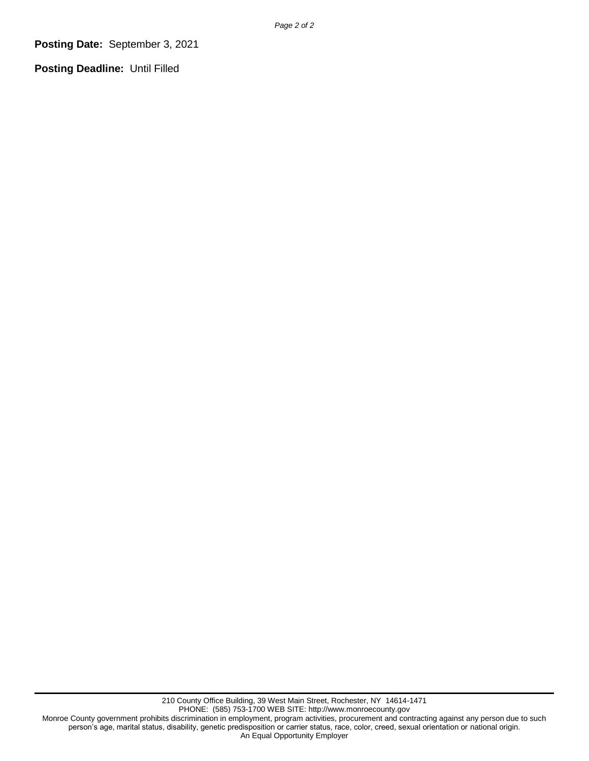**Posting Date:** September 3, 2021

**Posting Deadline:** Until Filled

210 County Office Building, 39 West Main Street, Rochester, NY 14614-1471
PHONE: (585) 753-1700 WEB SITE: http://www.monroecounty.gov
Monroe County government prohibits discrimination in employment, program activities, procurement and contracting against any person due to such person's age, marital status, disability, genetic predisposition or carrier status, race, color, creed, sexual orientation or national origin.
An Equal Opportunity Employer